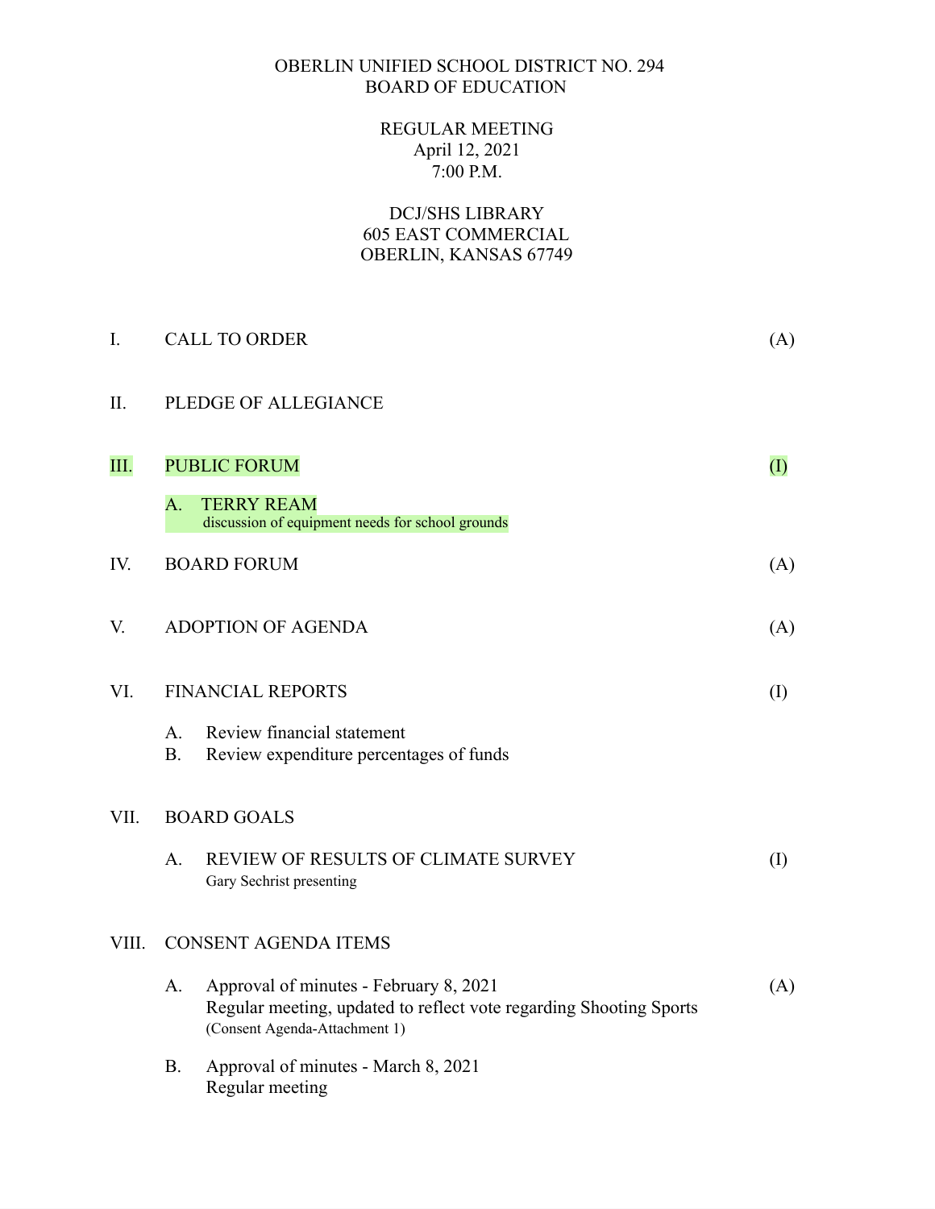OBERLIN UNIFIED SCHOOL DISTRICT NO. 294
BOARD OF EDUCATION

REGULAR MEETING
April 12, 2021
7:00 P.M.

DCJ/SHS LIBRARY
605 EAST COMMERCIAL
OBERLIN, KANSAS 67749

I. CALL TO ORDER (A)

II. PLEDGE OF ALLEGIANCE

III. PUBLIC FORUM (I)

A. TERRY REAM
discussion of equipment needs for school grounds

IV. BOARD FORUM (A)

V. ADOPTION OF AGENDA (A)

VI. FINANCIAL REPORTS (I)

A. Review financial statement
B. Review expenditure percentages of funds

VII. BOARD GOALS

A. REVIEW OF RESULTS OF CLIMATE SURVEY (I)
Gary Sechrist presenting

VIII. CONSENT AGENDA ITEMS

A. Approval of minutes - February 8, 2021 (A)
Regular meeting, updated to reflect vote regarding Shooting Sports
(Consent Agenda-Attachment 1)

B. Approval of minutes - March 8, 2021
Regular meeting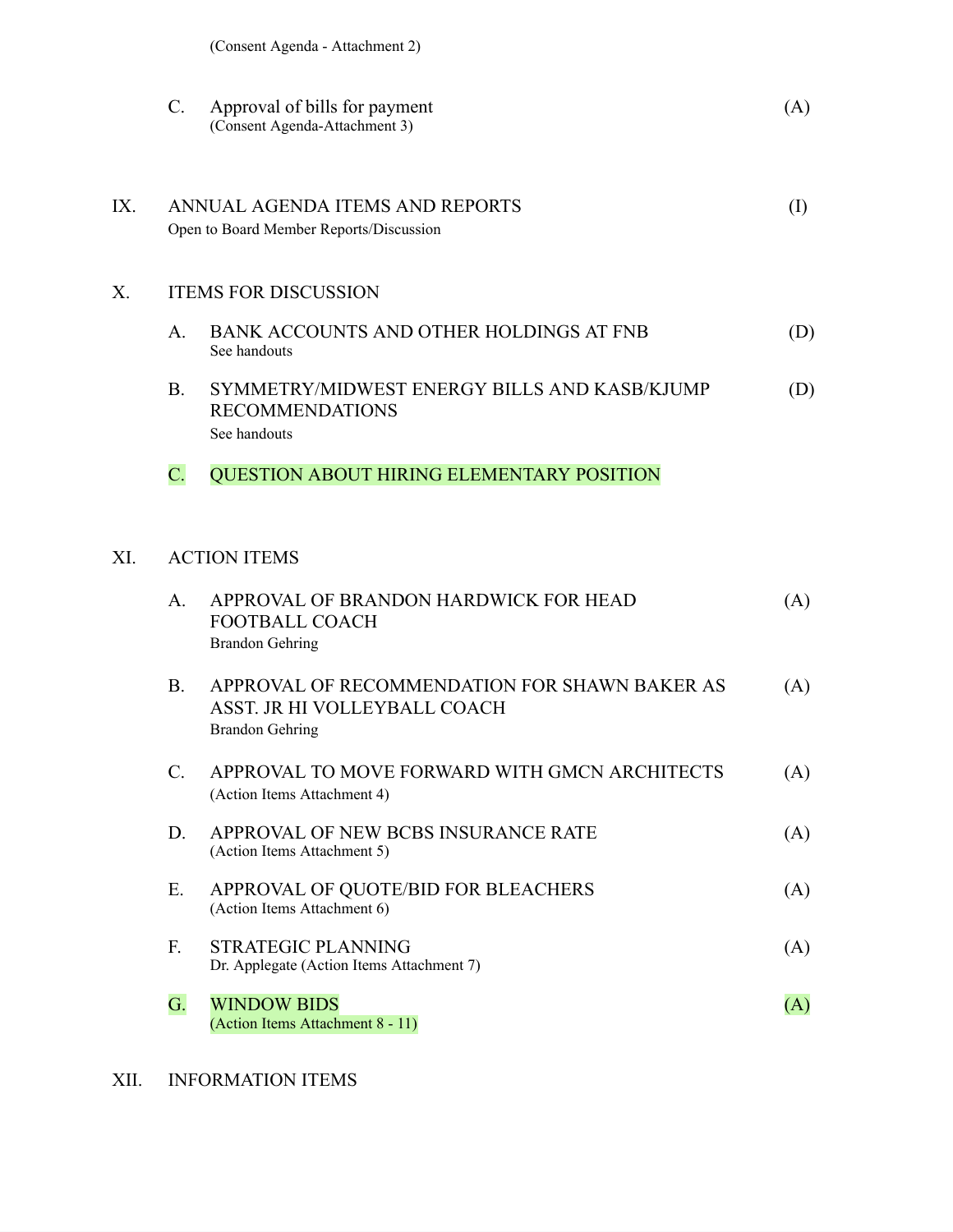(Consent Agenda - Attachment 2)

C. Approval of bills for payment (A)
(Consent Agenda-Attachment 3)

IX. ANNUAL AGENDA ITEMS AND REPORTS (I)
Open to Board Member Reports/Discussion

X. ITEMS FOR DISCUSSION

A. BANK ACCOUNTS AND OTHER HOLDINGS AT FNB (D)
See handouts

B. SYMMETRY/MIDWEST ENERGY BILLS AND KASB/KJUMP RECOMMENDATIONS (D)
See handouts

C. QUESTION ABOUT HIRING ELEMENTARY POSITION

XI. ACTION ITEMS

A. APPROVAL OF BRANDON HARDWICK FOR HEAD FOOTBALL COACH (A)
Brandon Gehring

B. APPROVAL OF RECOMMENDATION FOR SHAWN BAKER AS ASST. JR HI VOLLEYBALL COACH (A)
Brandon Gehring

C. APPROVAL TO MOVE FORWARD WITH GMCN ARCHITECTS (A)
(Action Items Attachment 4)

D. APPROVAL OF NEW BCBS INSURANCE RATE (A)
(Action Items Attachment 5)

E. APPROVAL OF QUOTE/BID FOR BLEACHERS (A)
(Action Items Attachment 6)

F. STRATEGIC PLANNING (A)
Dr. Applegate (Action Items Attachment 7)

G. WINDOW BIDS (A)
(Action Items Attachment 8 - 11)

XII. INFORMATION ITEMS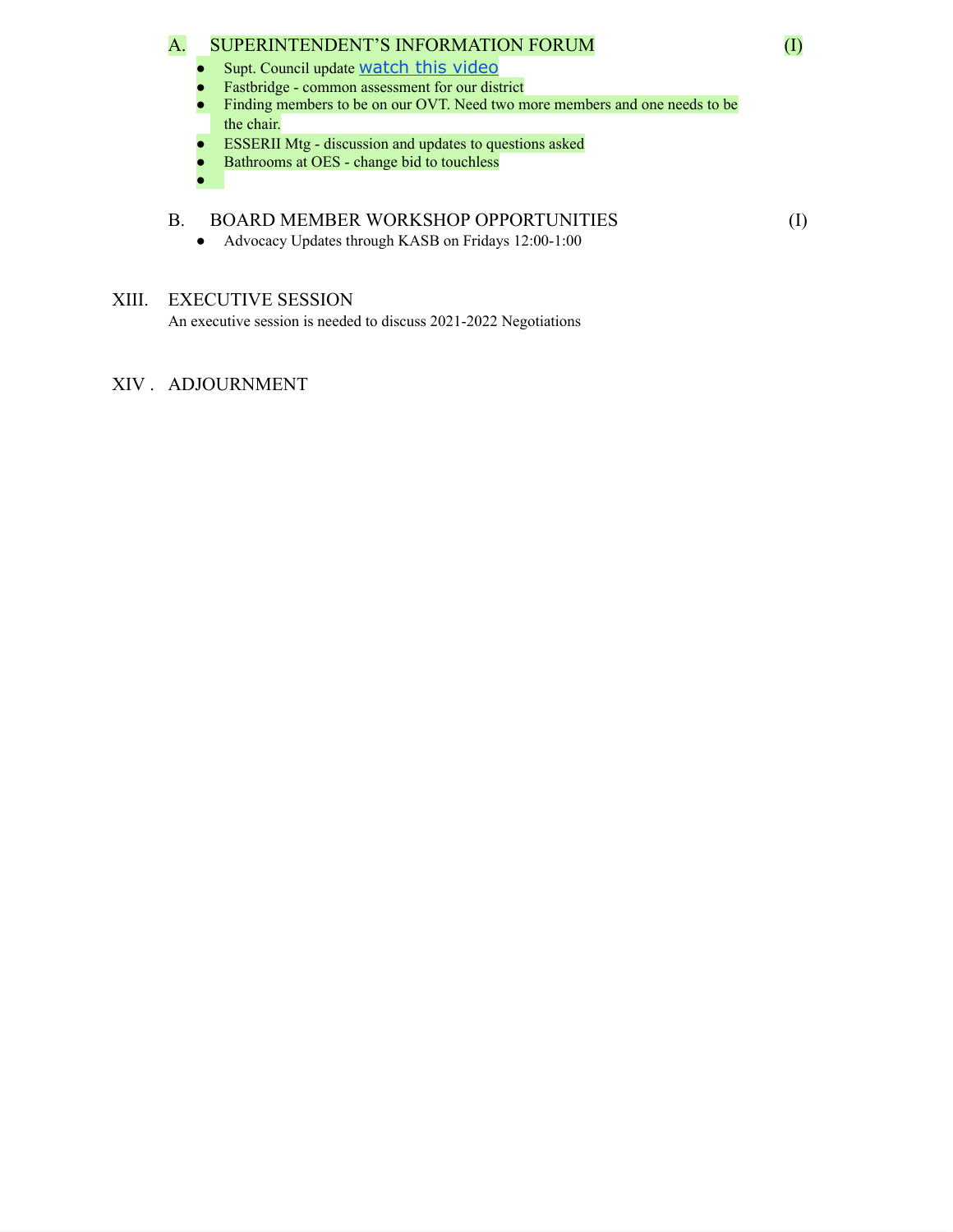### A. SUPERINTENDENT'S INFORMATION FORUM (I)

- Supt. Council update watch this video
- Fastbridge - common assessment for our district
- Finding members to be on our OVT. Need two more members and one needs to be the chair.
- ESSERII Mtg - discussion and updates to questions asked
- Bathrooms at OES - change bid to touchless
- 

### B. BOARD MEMBER WORKSHOP OPPORTUNITIES (I)

- Advocacy Updates through KASB on Fridays 12:00-1:00

## XIII. EXECUTIVE SESSION

An executive session is needed to discuss 2021-2022 Negotiations

## XIV . ADJOURNMENT